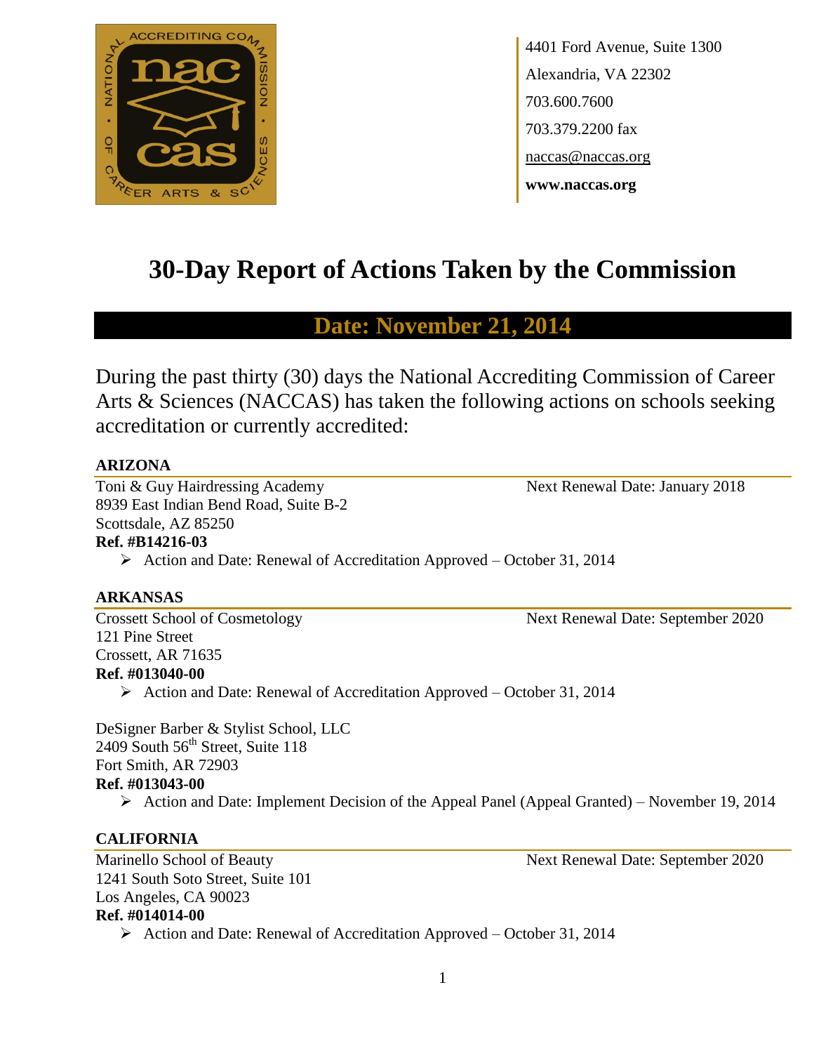4401 Ford Avenue, Suite 1300
Alexandria, VA 22302
703.600.7600
703.379.2200 fax
naccas@naccas.org
**www.naccas.org**

# 30-Day Report of Actions Taken by the Commission

## Date: November 21, 2014

During the past thirty (30) days the National Accrediting Commission of Career Arts & Sciences (NACCAS) has taken the following actions on schools seeking accreditation or currently accredited:

### ARIZONA

Toni & Guy Hairdressing Academy — Next Renewal Date: January 2018
8939 East Indian Bend Road, Suite B-2
Scottsdale, AZ 85250
**Ref. #B14216-03**

- Action and Date: Renewal of Accreditation Approved – October 31, 2014

### ARKANSAS

Crossett School of Cosmetology — Next Renewal Date: September 2020
121 Pine Street
Crossett, AR 71635
**Ref. #013040-00**

- Action and Date: Renewal of Accreditation Approved – October 31, 2014

DeSigner Barber & Stylist School, LLC
2409 South 56th Street, Suite 118
Fort Smith, AR 72903
**Ref. #013043-00**

- Action and Date: Implement Decision of the Appeal Panel (Appeal Granted) – November 19, 2014

### CALIFORNIA

Marinello School of Beauty — Next Renewal Date: September 2020
1241 South Soto Street, Suite 101
Los Angeles, CA 90023
**Ref. #014014-00**

- Action and Date: Renewal of Accreditation Approved – October 31, 2014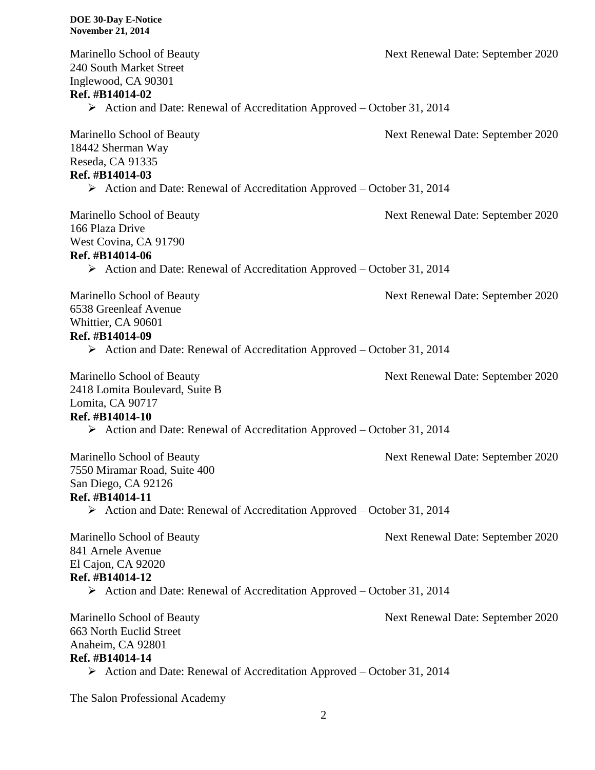Marinello School of Beauty Next Renewal Date: September 2020
240 South Market Street
Inglewood, CA 90301
**Ref. #B14014-02**

- Action and Date: Renewal of Accreditation Approved – October 31, 2014

Marinello School of Beauty Next Renewal Date: September 2020
18442 Sherman Way
Reseda, CA 91335
**Ref. #B14014-03**

- Action and Date: Renewal of Accreditation Approved – October 31, 2014

Marinello School of Beauty Next Renewal Date: September 2020
166 Plaza Drive
West Covina, CA 91790
**Ref. #B14014-06**

- Action and Date: Renewal of Accreditation Approved – October 31, 2014

Marinello School of Beauty Next Renewal Date: September 2020
6538 Greenleaf Avenue
Whittier, CA 90601
**Ref. #B14014-09**

- Action and Date: Renewal of Accreditation Approved – October 31, 2014

Marinello School of Beauty Next Renewal Date: September 2020
2418 Lomita Boulevard, Suite B
Lomita, CA 90717
**Ref. #B14014-10**

- Action and Date: Renewal of Accreditation Approved – October 31, 2014

Marinello School of Beauty Next Renewal Date: September 2020
7550 Miramar Road, Suite 400
San Diego, CA 92126
**Ref. #B14014-11**

- Action and Date: Renewal of Accreditation Approved – October 31, 2014

Marinello School of Beauty Next Renewal Date: September 2020
841 Arnele Avenue
El Cajon, CA 92020
**Ref. #B14014-12**

- Action and Date: Renewal of Accreditation Approved – October 31, 2014

Marinello School of Beauty Next Renewal Date: September 2020
663 North Euclid Street
Anaheim, CA 92801
**Ref. #B14014-14**

- Action and Date: Renewal of Accreditation Approved – October 31, 2014

The Salon Professional Academy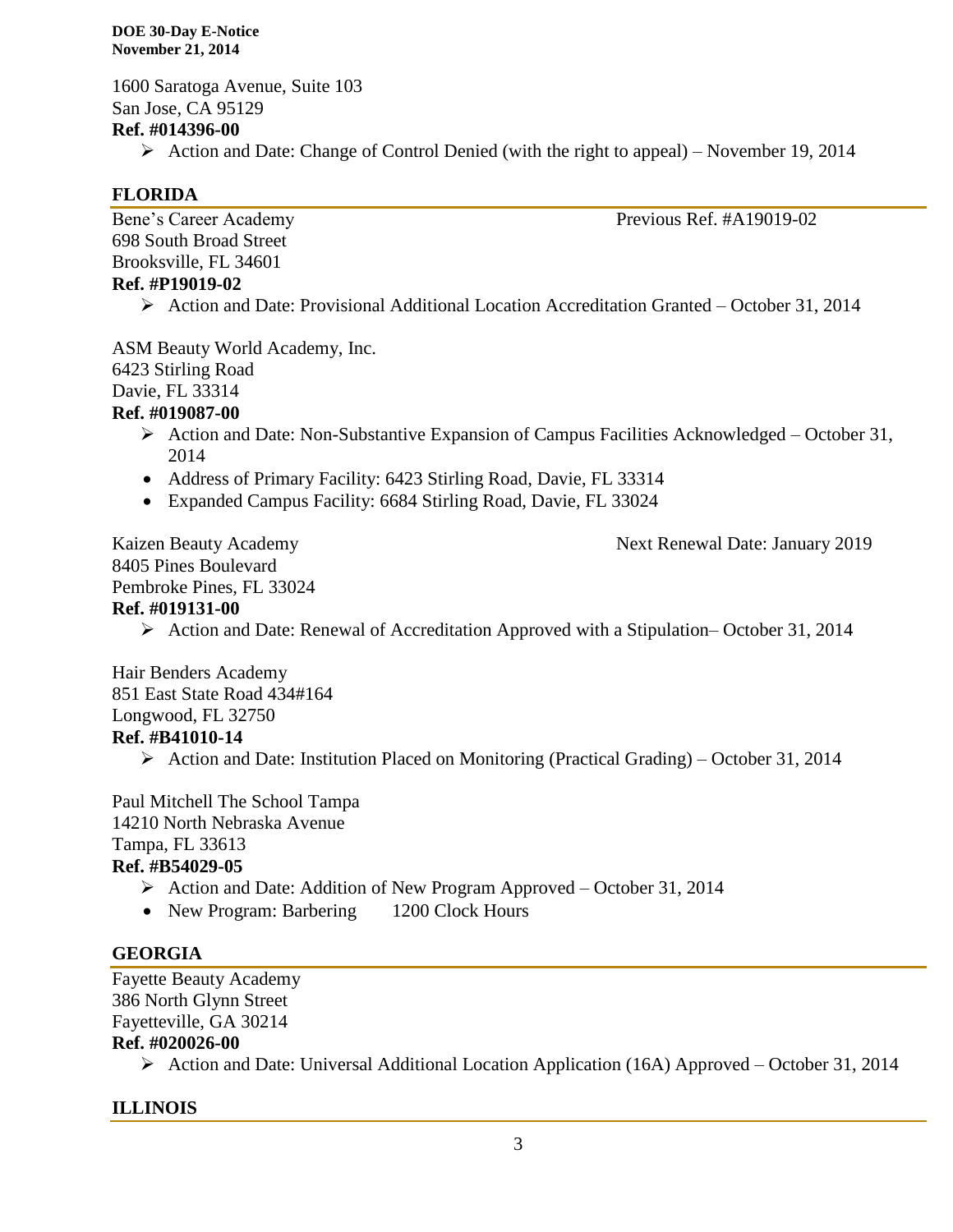1600 Saratoga Avenue, Suite 103
San Jose, CA 95129
**Ref. #014396-00**

- Action and Date: Change of Control Denied (with the right to appeal) – November 19, 2014

## FLORIDA

Bene's Career Academy
Previous Ref. #A19019-02
698 South Broad Street
Brooksville, FL 34601
**Ref. #P19019-02**

- Action and Date: Provisional Additional Location Accreditation Granted – October 31, 2014

ASM Beauty World Academy, Inc.
6423 Stirling Road
Davie, FL 33314
**Ref. #019087-00**

- Action and Date: Non-Substantive Expansion of Campus Facilities Acknowledged – October 31, 2014
- Address of Primary Facility: 6423 Stirling Road, Davie, FL 33314
- Expanded Campus Facility: 6684 Stirling Road, Davie, FL 33024

Kaizen Beauty Academy
Next Renewal Date: January 2019
8405 Pines Boulevard
Pembroke Pines, FL 33024
**Ref. #019131-00**

- Action and Date: Renewal of Accreditation Approved with a Stipulation– October 31, 2014

Hair Benders Academy
851 East State Road 434#164
Longwood, FL 32750
**Ref. #B41010-14**

- Action and Date: Institution Placed on Monitoring (Practical Grading) – October 31, 2014

Paul Mitchell The School Tampa
14210 North Nebraska Avenue
Tampa, FL 33613
**Ref. #B54029-05**

- Action and Date: Addition of New Program Approved – October 31, 2014
- New Program: Barbering 1200 Clock Hours

## GEORGIA

Fayette Beauty Academy
386 North Glynn Street
Fayetteville, GA 30214
**Ref. #020026-00**

- Action and Date: Universal Additional Location Application (16A) Approved – October 31, 2014

## ILLINOIS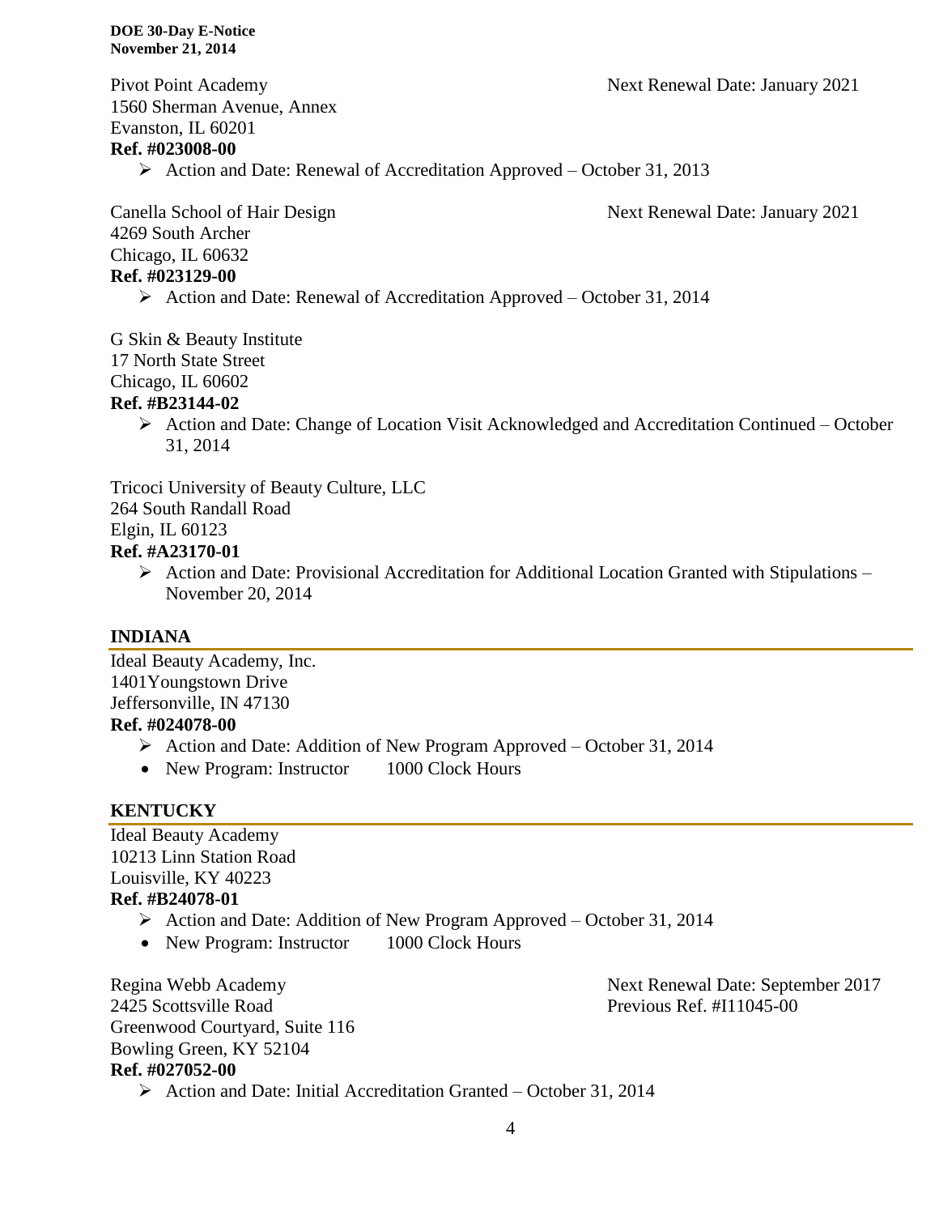Pivot Point Academy

Next Renewal Date: January 2021

1560 Sherman Avenue, Annex
Evanston, IL 60201

**Ref. #023008-00**

- Action and Date: Renewal of Accreditation Approved – October 31, 2013

Canella School of Hair Design

Next Renewal Date: January 2021

4269 South Archer
Chicago, IL 60632

**Ref. #023129-00**

- Action and Date: Renewal of Accreditation Approved – October 31, 2014

G Skin & Beauty Institute
17 North State Street
Chicago, IL 60602

**Ref. #B23144-02**

- Action and Date: Change of Location Visit Acknowledged and Accreditation Continued – October 31, 2014

Tricoci University of Beauty Culture, LLC
264 South Randall Road
Elgin, IL 60123

**Ref. #A23170-01**

- Action and Date: Provisional Accreditation for Additional Location Granted with Stipulations – November 20, 2014

## INDIANA

Ideal Beauty Academy, Inc.
1401Youngstown Drive
Jeffersonville, IN 47130

**Ref. #024078-00**

- Action and Date: Addition of New Program Approved – October 31, 2014
- New Program: Instructor 1000 Clock Hours

## KENTUCKY

Ideal Beauty Academy
10213 Linn Station Road
Louisville, KY 40223

**Ref. #B24078-01**

- Action and Date: Addition of New Program Approved – October 31, 2014
- New Program: Instructor 1000 Clock Hours

Regina Webb Academy

Next Renewal Date: September 2017
Previous Ref. #I11045-00

2425 Scottsville Road
Greenwood Courtyard, Suite 116
Bowling Green, KY 52104

**Ref. #027052-00**

- Action and Date: Initial Accreditation Granted – October 31, 2014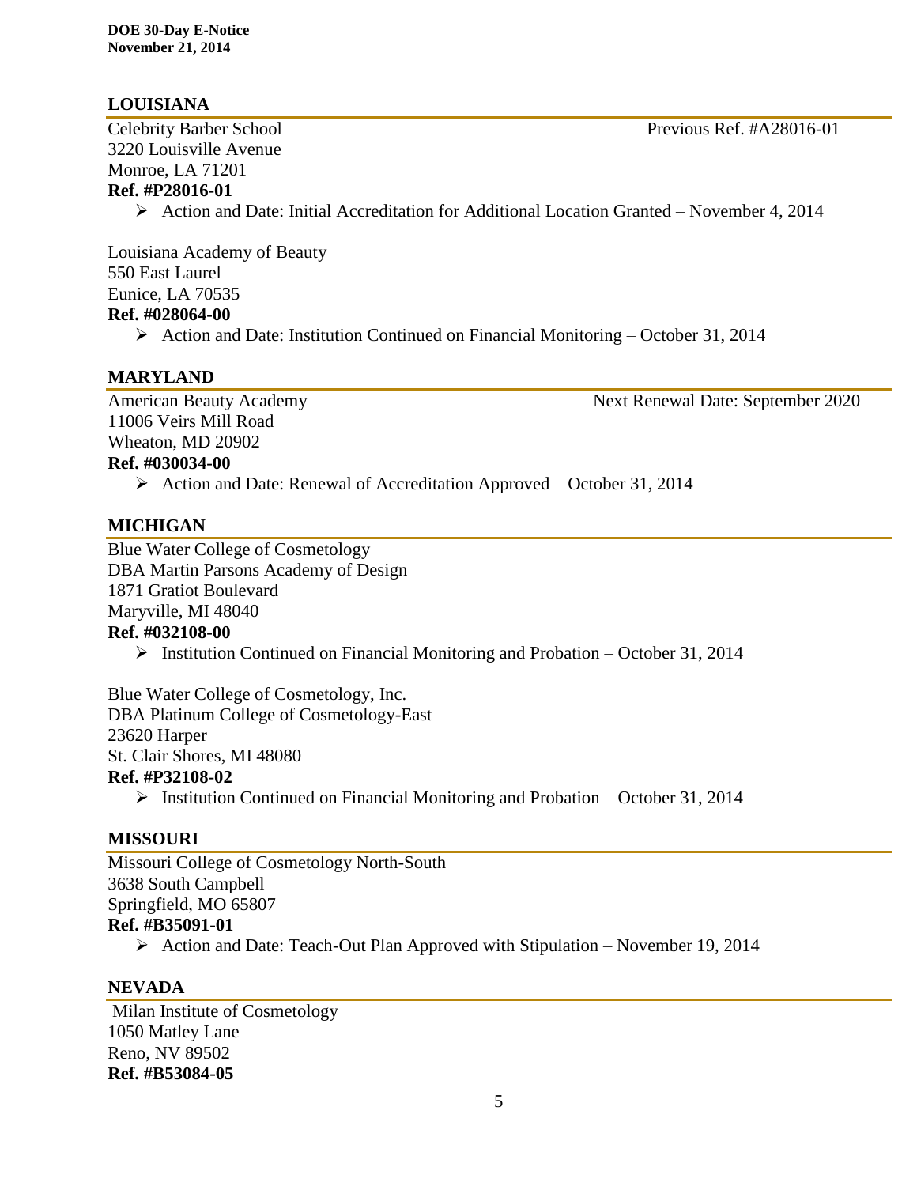## LOUISIANA

Celebrity Barber School — Previous Ref. #A28016-01
3220 Louisville Avenue
Monroe, LA 71201
**Ref. #P28016-01**

- Action and Date: Initial Accreditation for Additional Location Granted – November 4, 2014

Louisiana Academy of Beauty
550 East Laurel
Eunice, LA 70535
**Ref. #028064-00**

- Action and Date: Institution Continued on Financial Monitoring – October 31, 2014

## MARYLAND

American Beauty Academy — Next Renewal Date: September 2020
11006 Veirs Mill Road
Wheaton, MD 20902
**Ref. #030034-00**

- Action and Date: Renewal of Accreditation Approved – October 31, 2014

## MICHIGAN

Blue Water College of Cosmetology
DBA Martin Parsons Academy of Design
1871 Gratiot Boulevard
Maryville, MI 48040
**Ref. #032108-00**

- Institution Continued on Financial Monitoring and Probation – October 31, 2014

Blue Water College of Cosmetology, Inc.
DBA Platinum College of Cosmetology-East
23620 Harper
St. Clair Shores, MI 48080
**Ref. #P32108-02**

- Institution Continued on Financial Monitoring and Probation – October 31, 2014

## MISSOURI

Missouri College of Cosmetology North-South
3638 South Campbell
Springfield, MO 65807
**Ref. #B35091-01**

- Action and Date: Teach-Out Plan Approved with Stipulation – November 19, 2014

## NEVADA

Milan Institute of Cosmetology
1050 Matley Lane
Reno, NV 89502
**Ref. #B53084-05**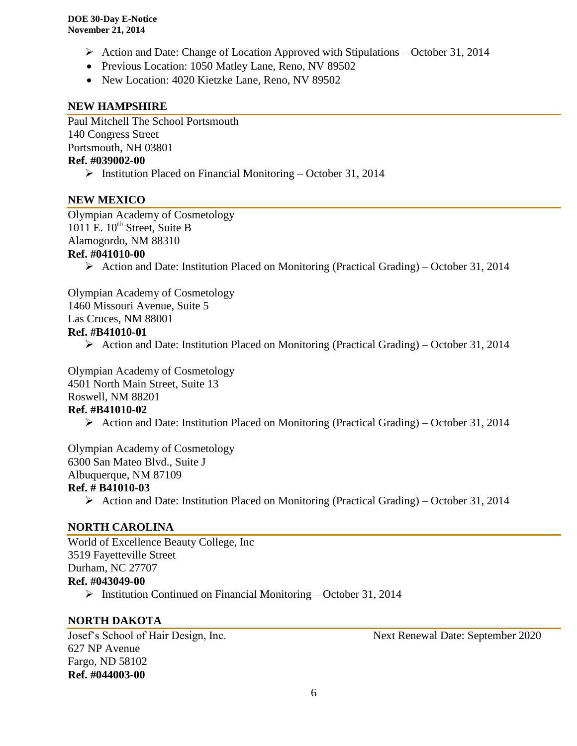- Action and Date: Change of Location Approved with Stipulations – October 31, 2014
- Previous Location: 1050 Matley Lane, Reno, NV 89502
- New Location: 4020 Kietzke Lane, Reno, NV 89502

## NEW HAMPSHIRE

Paul Mitchell The School Portsmouth
140 Congress Street
Portsmouth, NH 03801
**Ref. #039002-00**

- Institution Placed on Financial Monitoring – October 31, 2014

## NEW MEXICO

Olympian Academy of Cosmetology
1011 E. 10th Street, Suite B
Alamogordo, NM 88310
**Ref. #041010-00**

- Action and Date: Institution Placed on Monitoring (Practical Grading) – October 31, 2014

Olympian Academy of Cosmetology
1460 Missouri Avenue, Suite 5
Las Cruces, NM 88001
**Ref. #B41010-01**

- Action and Date: Institution Placed on Monitoring (Practical Grading) – October 31, 2014

Olympian Academy of Cosmetology
4501 North Main Street, Suite 13
Roswell, NM 88201
**Ref. #B41010-02**

- Action and Date: Institution Placed on Monitoring (Practical Grading) – October 31, 2014

Olympian Academy of Cosmetology
6300 San Mateo Blvd., Suite J
Albuquerque, NM 87109
**Ref. # B41010-03**

- Action and Date: Institution Placed on Monitoring (Practical Grading) – October 31, 2014

## NORTH CAROLINA

World of Excellence Beauty College, Inc
3519 Fayetteville Street
Durham, NC 27707
**Ref. #043049-00**

- Institution Continued on Financial Monitoring – October 31, 2014

## NORTH DAKOTA

Josef's School of Hair Design, Inc. Next Renewal Date: September 2020
627 NP Avenue
Fargo, ND 58102
**Ref. #044003-00**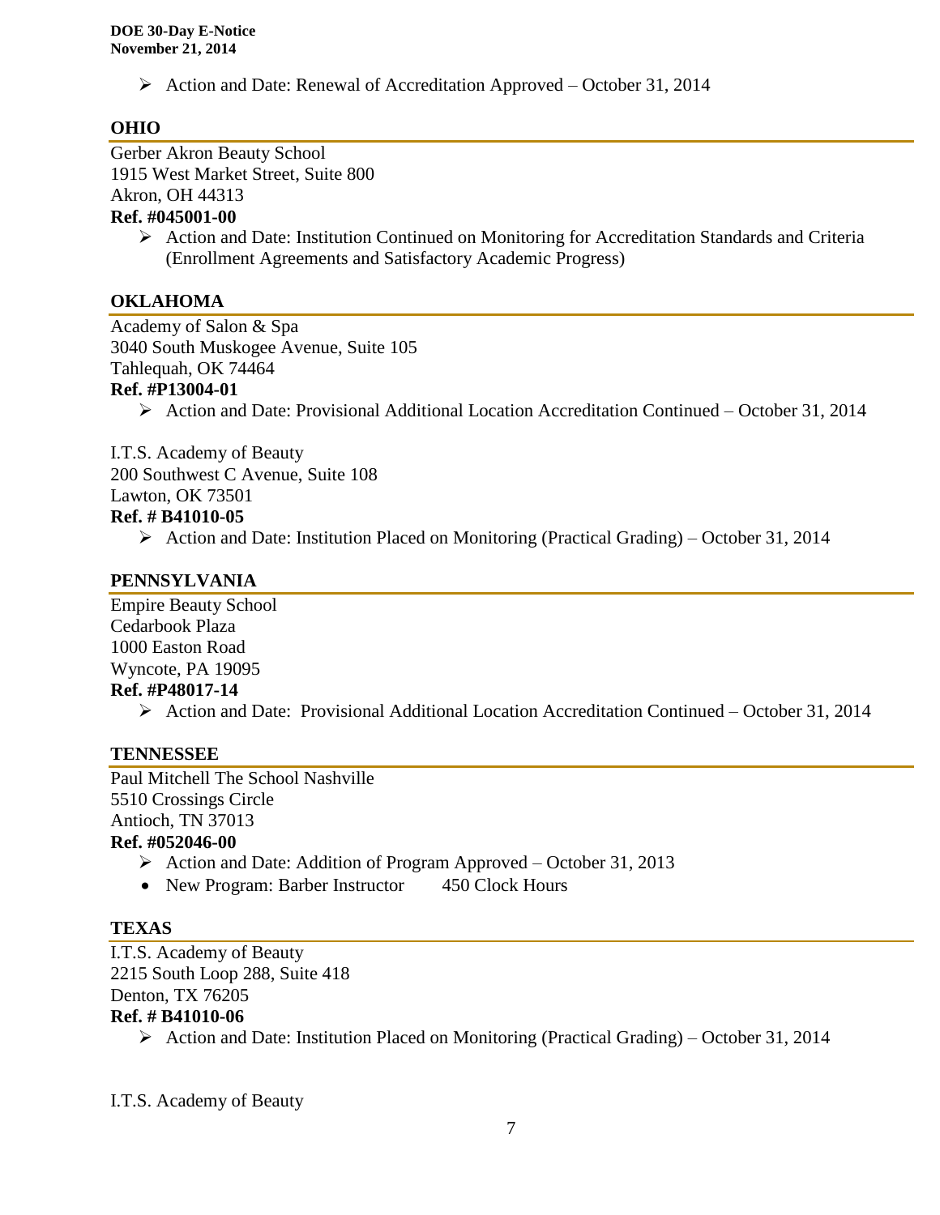- Action and Date: Renewal of Accreditation Approved – October 31, 2014

## OHIO

Gerber Akron Beauty School
1915 West Market Street, Suite 800
Akron, OH 44313
**Ref. #045001-00**

- Action and Date: Institution Continued on Monitoring for Accreditation Standards and Criteria (Enrollment Agreements and Satisfactory Academic Progress)

## OKLAHOMA

Academy of Salon & Spa
3040 South Muskogee Avenue, Suite 105
Tahlequah, OK 74464
**Ref. #P13004-01**

- Action and Date: Provisional Additional Location Accreditation Continued – October 31, 2014

I.T.S. Academy of Beauty
200 Southwest C Avenue, Suite 108
Lawton, OK 73501
**Ref. # B41010-05**

- Action and Date: Institution Placed on Monitoring (Practical Grading) – October 31, 2014

## PENNSYLVANIA

Empire Beauty School
Cedarbook Plaza
1000 Easton Road
Wyncote, PA 19095
**Ref. #P48017-14**

- Action and Date: Provisional Additional Location Accreditation Continued – October 31, 2014

## TENNESSEE

Paul Mitchell The School Nashville
5510 Crossings Circle
Antioch, TN 37013
**Ref. #052046-00**

- Action and Date: Addition of Program Approved – October 31, 2013
- New Program: Barber Instructor 450 Clock Hours

## TEXAS

I.T.S. Academy of Beauty
2215 South Loop 288, Suite 418
Denton, TX 76205
**Ref. # B41010-06**

- Action and Date: Institution Placed on Monitoring (Practical Grading) – October 31, 2014

I.T.S. Academy of Beauty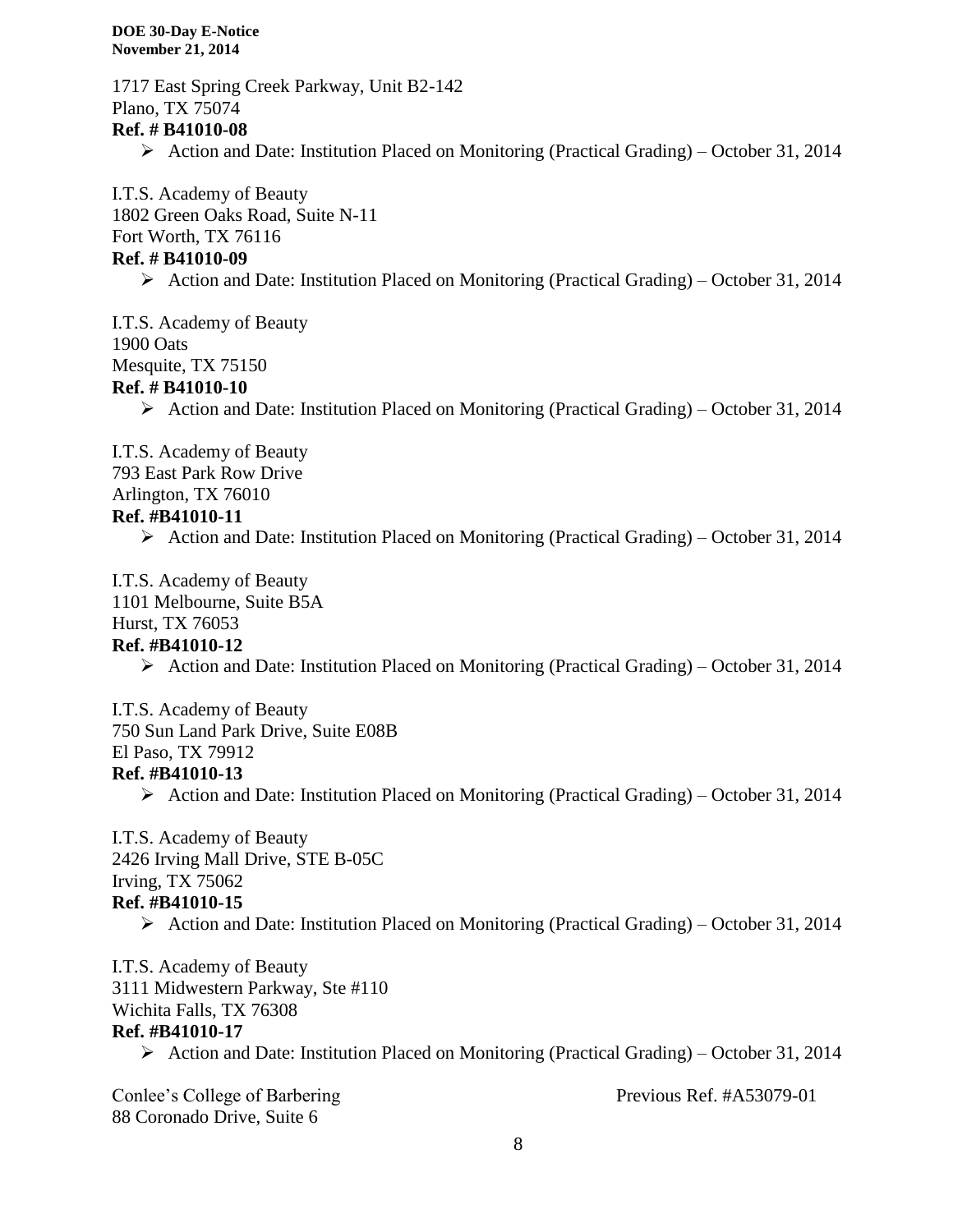1717 East Spring Creek Parkway, Unit B2-142
Plano, TX 75074
**Ref. # B41010-08**

- Action and Date: Institution Placed on Monitoring (Practical Grading) – October 31, 2014

I.T.S. Academy of Beauty
1802 Green Oaks Road, Suite N-11
Fort Worth, TX 76116
**Ref. # B41010-09**

- Action and Date: Institution Placed on Monitoring (Practical Grading) – October 31, 2014

I.T.S. Academy of Beauty
1900 Oats
Mesquite, TX 75150
**Ref. # B41010-10**

- Action and Date: Institution Placed on Monitoring (Practical Grading) – October 31, 2014

I.T.S. Academy of Beauty
793 East Park Row Drive
Arlington, TX 76010
**Ref. #B41010-11**

- Action and Date: Institution Placed on Monitoring (Practical Grading) – October 31, 2014

I.T.S. Academy of Beauty
1101 Melbourne, Suite B5A
Hurst, TX 76053
**Ref. #B41010-12**

- Action and Date: Institution Placed on Monitoring (Practical Grading) – October 31, 2014

I.T.S. Academy of Beauty
750 Sun Land Park Drive, Suite E08B
El Paso, TX 79912
**Ref. #B41010-13**

- Action and Date: Institution Placed on Monitoring (Practical Grading) – October 31, 2014

I.T.S. Academy of Beauty
2426 Irving Mall Drive, STE B-05C
Irving, TX 75062
**Ref. #B41010-15**

- Action and Date: Institution Placed on Monitoring (Practical Grading) – October 31, 2014

I.T.S. Academy of Beauty
3111 Midwestern Parkway, Ste #110
Wichita Falls, TX 76308
**Ref. #B41010-17**

- Action and Date: Institution Placed on Monitoring (Practical Grading) – October 31, 2014

Conlee's College of Barbering — Previous Ref. #A53079-01
88 Coronado Drive, Suite 6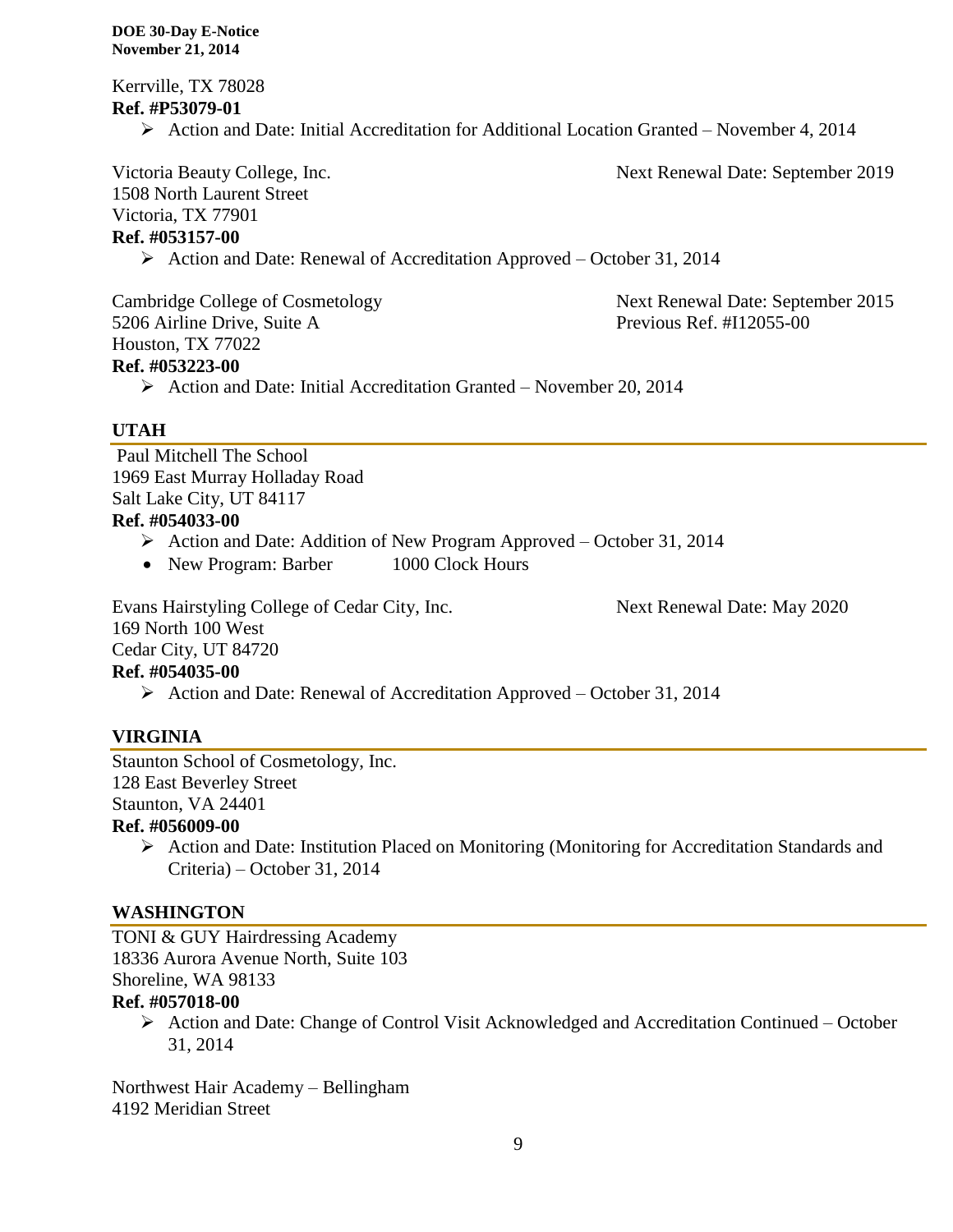Kerrville, TX 78028
**Ref. #P53079-01**

- Action and Date: Initial Accreditation for Additional Location Granted – November 4, 2014

Victoria Beauty College, Inc.
1508 North Laurent Street
Victoria, TX 77901
Next Renewal Date: September 2019
**Ref. #053157-00**

- Action and Date: Renewal of Accreditation Approved – October 31, 2014

Cambridge College of Cosmetology
5206 Airline Drive, Suite A
Houston, TX 77022
Next Renewal Date: September 2015
Previous Ref. #I12055-00
**Ref. #053223-00**

- Action and Date: Initial Accreditation Granted – November 20, 2014

## UTAH

Paul Mitchell The School
1969 East Murray Holladay Road
Salt Lake City, UT 84117
**Ref. #054033-00**

- Action and Date: Addition of New Program Approved – October 31, 2014
- New Program: Barber 1000 Clock Hours

Evans Hairstyling College of Cedar City, Inc.
169 North 100 West
Cedar City, UT 84720
Next Renewal Date: May 2020
**Ref. #054035-00**

- Action and Date: Renewal of Accreditation Approved – October 31, 2014

## VIRGINIA

Staunton School of Cosmetology, Inc.
128 East Beverley Street
Staunton, VA 24401
**Ref. #056009-00**

- Action and Date: Institution Placed on Monitoring (Monitoring for Accreditation Standards and Criteria) – October 31, 2014

## WASHINGTON

TONI & GUY Hairdressing Academy
18336 Aurora Avenue North, Suite 103
Shoreline, WA 98133
**Ref. #057018-00**

- Action and Date: Change of Control Visit Acknowledged and Accreditation Continued – October 31, 2014

Northwest Hair Academy – Bellingham
4192 Meridian Street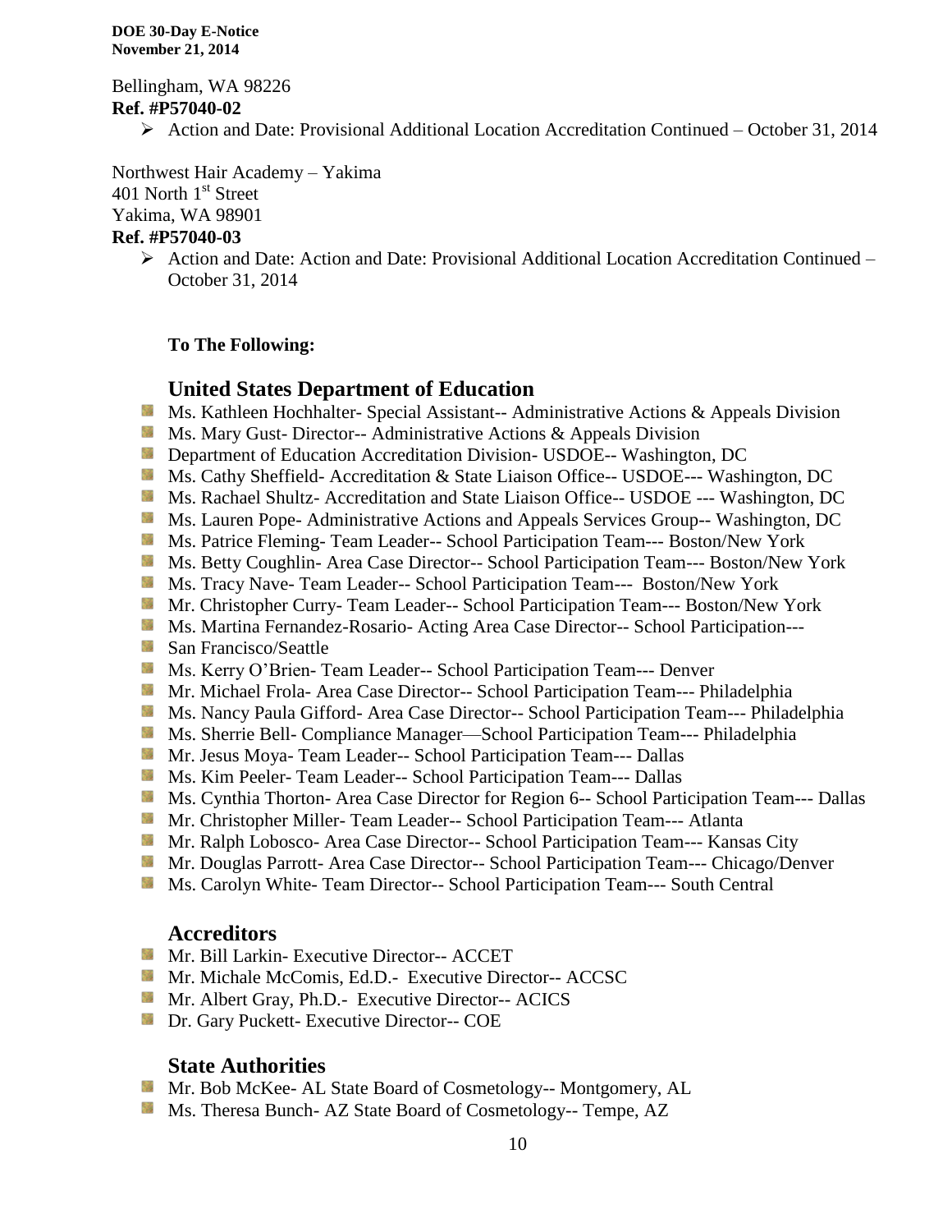Bellingham, WA 98226

**Ref. #P57040-02**

- Action and Date: Provisional Additional Location Accreditation Continued – October 31, 2014

Northwest Hair Academy – Yakima
401 North 1st Street
Yakima, WA 98901

**Ref. #P57040-03**

- Action and Date: Action and Date: Provisional Additional Location Accreditation Continued – October 31, 2014

**To The Following:**

## United States Department of Education

- Ms. Kathleen Hochhalter- Special Assistant-- Administrative Actions & Appeals Division
- Ms. Mary Gust- Director-- Administrative Actions & Appeals Division
- Department of Education Accreditation Division- USDOE-- Washington, DC
- Ms. Cathy Sheffield- Accreditation & State Liaison Office-- USDOE--- Washington, DC
- Ms. Rachael Shultz- Accreditation and State Liaison Office-- USDOE --- Washington, DC
- Ms. Lauren Pope- Administrative Actions and Appeals Services Group-- Washington, DC
- Ms. Patrice Fleming- Team Leader-- School Participation Team--- Boston/New York
- Ms. Betty Coughlin- Area Case Director-- School Participation Team--- Boston/New York
- Ms. Tracy Nave- Team Leader-- School Participation Team--- Boston/New York
- Mr. Christopher Curry- Team Leader-- School Participation Team--- Boston/New York
- Ms. Martina Fernandez-Rosario- Acting Area Case Director-- School Participation---
- San Francisco/Seattle
- Ms. Kerry O'Brien- Team Leader-- School Participation Team--- Denver
- Mr. Michael Frola- Area Case Director-- School Participation Team--- Philadelphia
- Ms. Nancy Paula Gifford- Area Case Director-- School Participation Team--- Philadelphia
- Ms. Sherrie Bell- Compliance Manager—School Participation Team--- Philadelphia
- Mr. Jesus Moya- Team Leader-- School Participation Team--- Dallas
- Ms. Kim Peeler- Team Leader-- School Participation Team--- Dallas
- Ms. Cynthia Thorton- Area Case Director for Region 6-- School Participation Team--- Dallas
- Mr. Christopher Miller- Team Leader-- School Participation Team--- Atlanta
- Mr. Ralph Lobosco- Area Case Director-- School Participation Team--- Kansas City
- Mr. Douglas Parrott- Area Case Director-- School Participation Team--- Chicago/Denver
- Ms. Carolyn White- Team Director-- School Participation Team--- South Central

## Accreditors

- Mr. Bill Larkin- Executive Director-- ACCET
- Mr. Michale McComis, Ed.D.- Executive Director-- ACCSC
- Mr. Albert Gray, Ph.D.- Executive Director-- ACICS
- Dr. Gary Puckett- Executive Director-- COE

## State Authorities

- Mr. Bob McKee- AL State Board of Cosmetology-- Montgomery, AL
- Ms. Theresa Bunch- AZ State Board of Cosmetology-- Tempe, AZ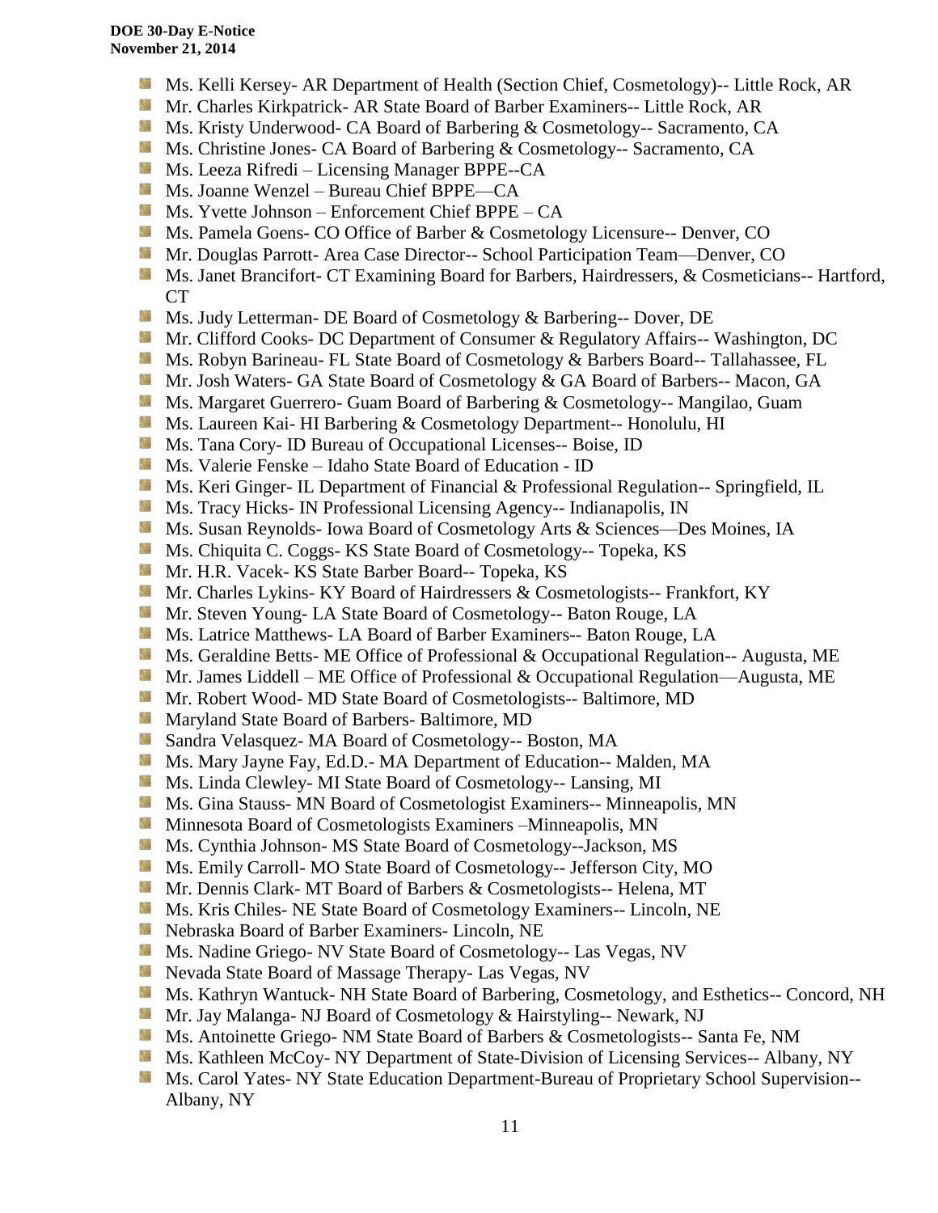- Ms. Kelli Kersey- AR Department of Health (Section Chief, Cosmetology)-- Little Rock, AR
- Mr. Charles Kirkpatrick- AR State Board of Barber Examiners-- Little Rock, AR
- Ms. Kristy Underwood- CA Board of Barbering & Cosmetology-- Sacramento, CA
- Ms. Christine Jones- CA Board of Barbering & Cosmetology-- Sacramento, CA
- Ms. Leeza Rifredi – Licensing Manager BPPE--CA
- Ms. Joanne Wenzel – Bureau Chief BPPE—CA
- Ms. Yvette Johnson – Enforcement Chief BPPE – CA
- Ms. Pamela Goens- CO Office of Barber & Cosmetology Licensure-- Denver, CO
- Mr. Douglas Parrott- Area Case Director-- School Participation Team—Denver, CO
- Ms. Janet Brancifort- CT Examining Board for Barbers, Hairdressers, & Cosmeticians-- Hartford, CT
- Ms. Judy Letterman- DE Board of Cosmetology & Barbering-- Dover, DE
- Mr. Clifford Cooks- DC Department of Consumer & Regulatory Affairs-- Washington, DC
- Ms. Robyn Barineau- FL State Board of Cosmetology & Barbers Board-- Tallahassee, FL
- Mr. Josh Waters- GA State Board of Cosmetology & GA Board of Barbers-- Macon, GA
- Ms. Margaret Guerrero- Guam Board of Barbering & Cosmetology-- Mangilao, Guam
- Ms. Laureen Kai- HI Barbering & Cosmetology Department-- Honolulu, HI
- Ms. Tana Cory- ID Bureau of Occupational Licenses-- Boise, ID
- Ms. Valerie Fenske – Idaho State Board of Education - ID
- Ms. Keri Ginger- IL Department of Financial & Professional Regulation-- Springfield, IL
- Ms. Tracy Hicks- IN Professional Licensing Agency-- Indianapolis, IN
- Ms. Susan Reynolds- Iowa Board of Cosmetology Arts & Sciences—Des Moines, IA
- Ms. Chiquita C. Coggs- KS State Board of Cosmetology-- Topeka, KS
- Mr. H.R. Vacek- KS State Barber Board-- Topeka, KS
- Mr. Charles Lykins- KY Board of Hairdressers & Cosmetologists-- Frankfort, KY
- Mr. Steven Young- LA State Board of Cosmetology-- Baton Rouge, LA
- Ms. Latrice Matthews- LA Board of Barber Examiners-- Baton Rouge, LA
- Ms. Geraldine Betts- ME Office of Professional & Occupational Regulation-- Augusta, ME
- Mr. James Liddell – ME Office of Professional & Occupational Regulation—Augusta, ME
- Mr. Robert Wood- MD State Board of Cosmetologists-- Baltimore, MD
- Maryland State Board of Barbers- Baltimore, MD
- Sandra Velasquez- MA Board of Cosmetology-- Boston, MA
- Ms. Mary Jayne Fay, Ed.D.- MA Department of Education-- Malden, MA
- Ms. Linda Clewley- MI State Board of Cosmetology-- Lansing, MI
- Ms. Gina Stauss- MN Board of Cosmetologist Examiners-- Minneapolis, MN
- Minnesota Board of Cosmetologists Examiners –Minneapolis, MN
- Ms. Cynthia Johnson- MS State Board of Cosmetology--Jackson, MS
- Ms. Emily Carroll- MO State Board of Cosmetology-- Jefferson City, MO
- Mr. Dennis Clark- MT Board of Barbers & Cosmetologists-- Helena, MT
- Ms. Kris Chiles- NE State Board of Cosmetology Examiners-- Lincoln, NE
- Nebraska Board of Barber Examiners- Lincoln, NE
- Ms. Nadine Griego- NV State Board of Cosmetology-- Las Vegas, NV
- Nevada State Board of Massage Therapy- Las Vegas, NV
- Ms. Kathryn Wantuck- NH State Board of Barbering, Cosmetology, and Esthetics-- Concord, NH
- Mr. Jay Malanga- NJ Board of Cosmetology & Hairstyling-- Newark, NJ
- Ms. Antoinette Griego- NM State Board of Barbers & Cosmetologists-- Santa Fe, NM
- Ms. Kathleen McCoy- NY Department of State-Division of Licensing Services-- Albany, NY
- Ms. Carol Yates- NY State Education Department-Bureau of Proprietary School Supervision-- Albany, NY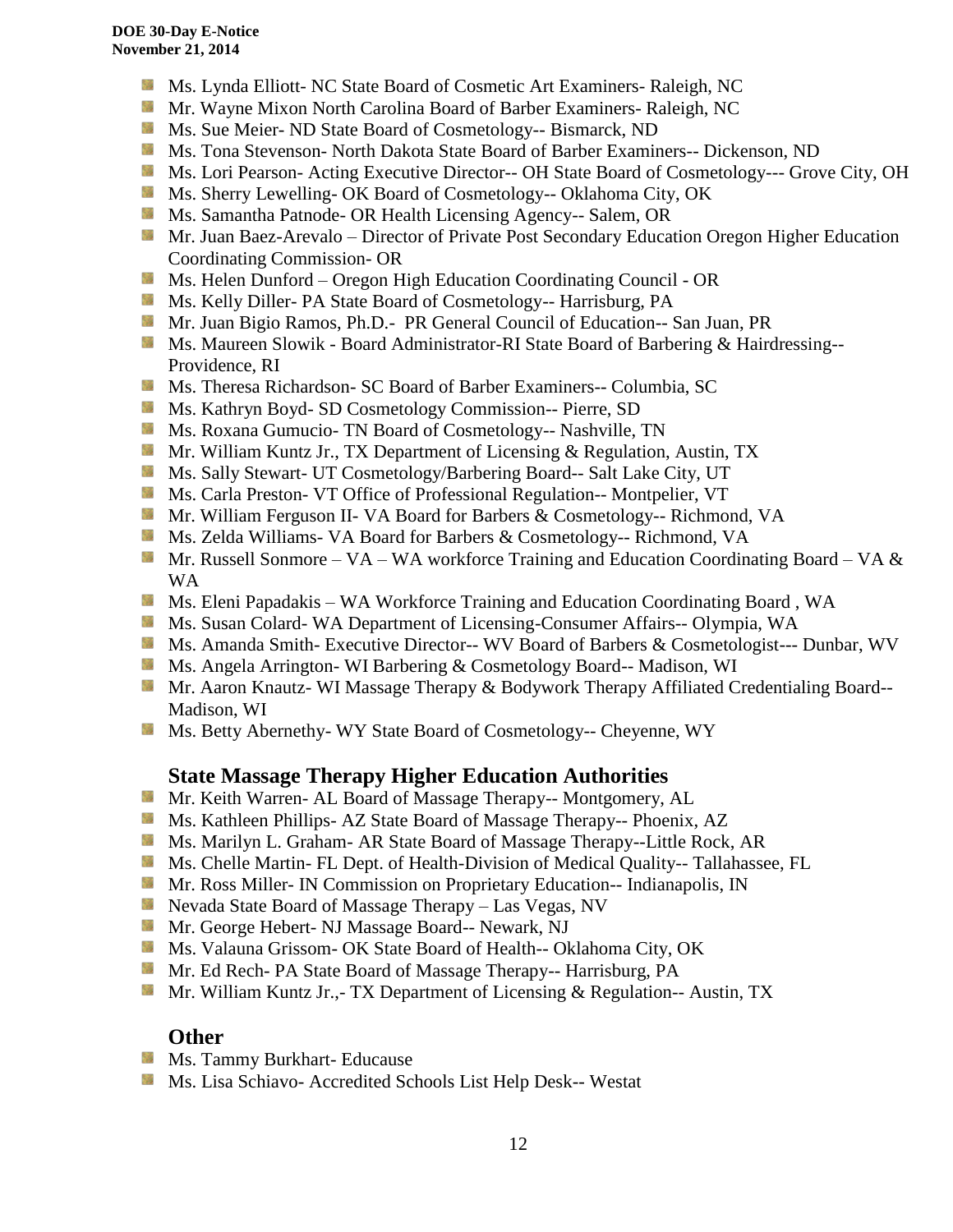- Ms. Lynda Elliott- NC State Board of Cosmetic Art Examiners- Raleigh, NC
- Mr. Wayne Mixon North Carolina Board of Barber Examiners- Raleigh, NC
- Ms. Sue Meier- ND State Board of Cosmetology-- Bismarck, ND
- Ms. Tona Stevenson- North Dakota State Board of Barber Examiners-- Dickenson, ND
- Ms. Lori Pearson- Acting Executive Director-- OH State Board of Cosmetology--- Grove City, OH
- Ms. Sherry Lewelling- OK Board of Cosmetology-- Oklahoma City, OK
- Ms. Samantha Patnode- OR Health Licensing Agency-- Salem, OR
- Mr. Juan Baez-Arevalo – Director of Private Post Secondary Education Oregon Higher Education Coordinating Commission- OR
- Ms. Helen Dunford – Oregon High Education Coordinating Council - OR
- Ms. Kelly Diller- PA State Board of Cosmetology-- Harrisburg, PA
- Mr. Juan Bigio Ramos, Ph.D.- PR General Council of Education-- San Juan, PR
- Ms. Maureen Slowik - Board Administrator-RI State Board of Barbering & Hairdressing-- Providence, RI
- Ms. Theresa Richardson- SC Board of Barber Examiners-- Columbia, SC
- Ms. Kathryn Boyd- SD Cosmetology Commission-- Pierre, SD
- Ms. Roxana Gumucio- TN Board of Cosmetology-- Nashville, TN
- Mr. William Kuntz Jr., TX Department of Licensing & Regulation, Austin, TX
- Ms. Sally Stewart- UT Cosmetology/Barbering Board-- Salt Lake City, UT
- Ms. Carla Preston- VT Office of Professional Regulation-- Montpelier, VT
- Mr. William Ferguson II- VA Board for Barbers & Cosmetology-- Richmond, VA
- Ms. Zelda Williams- VA Board for Barbers & Cosmetology-- Richmond, VA
- Mr. Russell Sonmore – VA – WA workforce Training and Education Coordinating Board – VA & WA
- Ms. Eleni Papadakis – WA Workforce Training and Education Coordinating Board , WA
- Ms. Susan Colard- WA Department of Licensing-Consumer Affairs-- Olympia, WA
- Ms. Amanda Smith- Executive Director-- WV Board of Barbers & Cosmetologist--- Dunbar, WV
- Ms. Angela Arrington- WI Barbering & Cosmetology Board-- Madison, WI
- Mr. Aaron Knautz- WI Massage Therapy & Bodywork Therapy Affiliated Credentialing Board-- Madison, WI
- Ms. Betty Abernethy- WY State Board of Cosmetology-- Cheyenne, WY

## State Massage Therapy Higher Education Authorities

- Mr. Keith Warren- AL Board of Massage Therapy-- Montgomery, AL
- Ms. Kathleen Phillips- AZ State Board of Massage Therapy-- Phoenix, AZ
- Ms. Marilyn L. Graham- AR State Board of Massage Therapy--Little Rock, AR
- Ms. Chelle Martin- FL Dept. of Health-Division of Medical Quality-- Tallahassee, FL
- Mr. Ross Miller- IN Commission on Proprietary Education-- Indianapolis, IN
- Nevada State Board of Massage Therapy – Las Vegas, NV
- Mr. George Hebert- NJ Massage Board-- Newark, NJ
- Ms. Valauna Grissom- OK State Board of Health-- Oklahoma City, OK
- Mr. Ed Rech- PA State Board of Massage Therapy-- Harrisburg, PA
- Mr. William Kuntz Jr.,- TX Department of Licensing & Regulation-- Austin, TX

## Other

- Ms. Tammy Burkhart- Educause
- Ms. Lisa Schiavo- Accredited Schools List Help Desk-- Westat